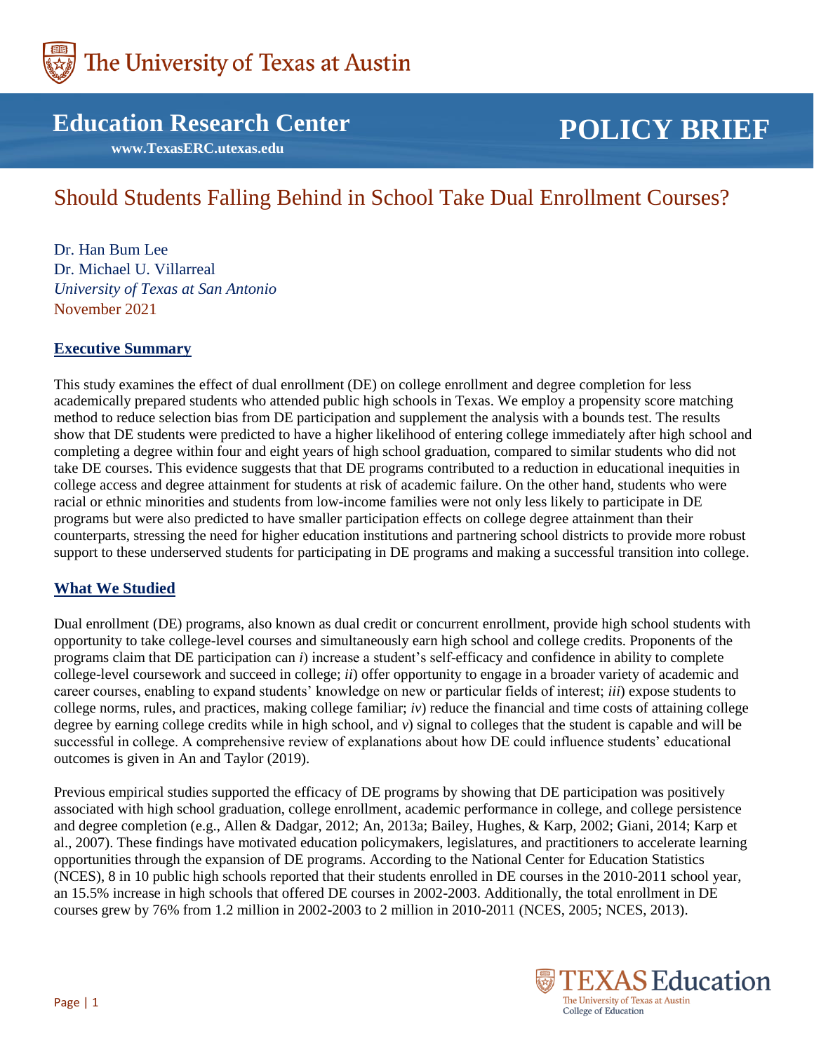The University of Texas at Austin

**Education Research Center**
**www.TexasERC.utexas.edu**

**POLICY BRIEF**

# Should Students Falling Behind in School Take Dual Enrollment Courses?

Dr. Han Bum Lee
Dr. Michael U. Villarreal
*University of Texas at San Antonio*
November 2021

## Executive Summary

This study examines the effect of dual enrollment (DE) on college enrollment and degree completion for less academically prepared students who attended public high schools in Texas. We employ a propensity score matching method to reduce selection bias from DE participation and supplement the analysis with a bounds test. The results show that DE students were predicted to have a higher likelihood of entering college immediately after high school and completing a degree within four and eight years of high school graduation, compared to similar students who did not take DE courses. This evidence suggests that that DE programs contributed to a reduction in educational inequities in college access and degree attainment for students at risk of academic failure. On the other hand, students who were racial or ethnic minorities and students from low-income families were not only less likely to participate in DE programs but were also predicted to have smaller participation effects on college degree attainment than their counterparts, stressing the need for higher education institutions and partnering school districts to provide more robust support to these underserved students for participating in DE programs and making a successful transition into college.

## What We Studied

Dual enrollment (DE) programs, also known as dual credit or concurrent enrollment, provide high school students with opportunity to take college-level courses and simultaneously earn high school and college credits. Proponents of the programs claim that DE participation can *i*) increase a student's self-efficacy and confidence in ability to complete college-level coursework and succeed in college; *ii*) offer opportunity to engage in a broader variety of academic and career courses, enabling to expand students' knowledge on new or particular fields of interest; *iii*) expose students to college norms, rules, and practices, making college familiar; *iv*) reduce the financial and time costs of attaining college degree by earning college credits while in high school, and *v*) signal to colleges that the student is capable and will be successful in college. A comprehensive review of explanations about how DE could influence students' educational outcomes is given in An and Taylor (2019).

Previous empirical studies supported the efficacy of DE programs by showing that DE participation was positively associated with high school graduation, college enrollment, academic performance in college, and college persistence and degree completion (e.g., Allen & Dadgar, 2012; An, 2013a; Bailey, Hughes, & Karp, 2002; Giani, 2014; Karp et al., 2007). These findings have motivated education policymakers, legislatures, and practitioners to accelerate learning opportunities through the expansion of DE programs. According to the National Center for Education Statistics (NCES), 8 in 10 public high schools reported that their students enrolled in DE courses in the 2010-2011 school year, an 15.5% increase in high schools that offered DE courses in 2002-2003. Additionally, the total enrollment in DE courses grew by 76% from 1.2 million in 2002-2003 to 2 million in 2010-2011 (NCES, 2005; NCES, 2013).

TEXAS Education
The University of Texas at Austin
College of Education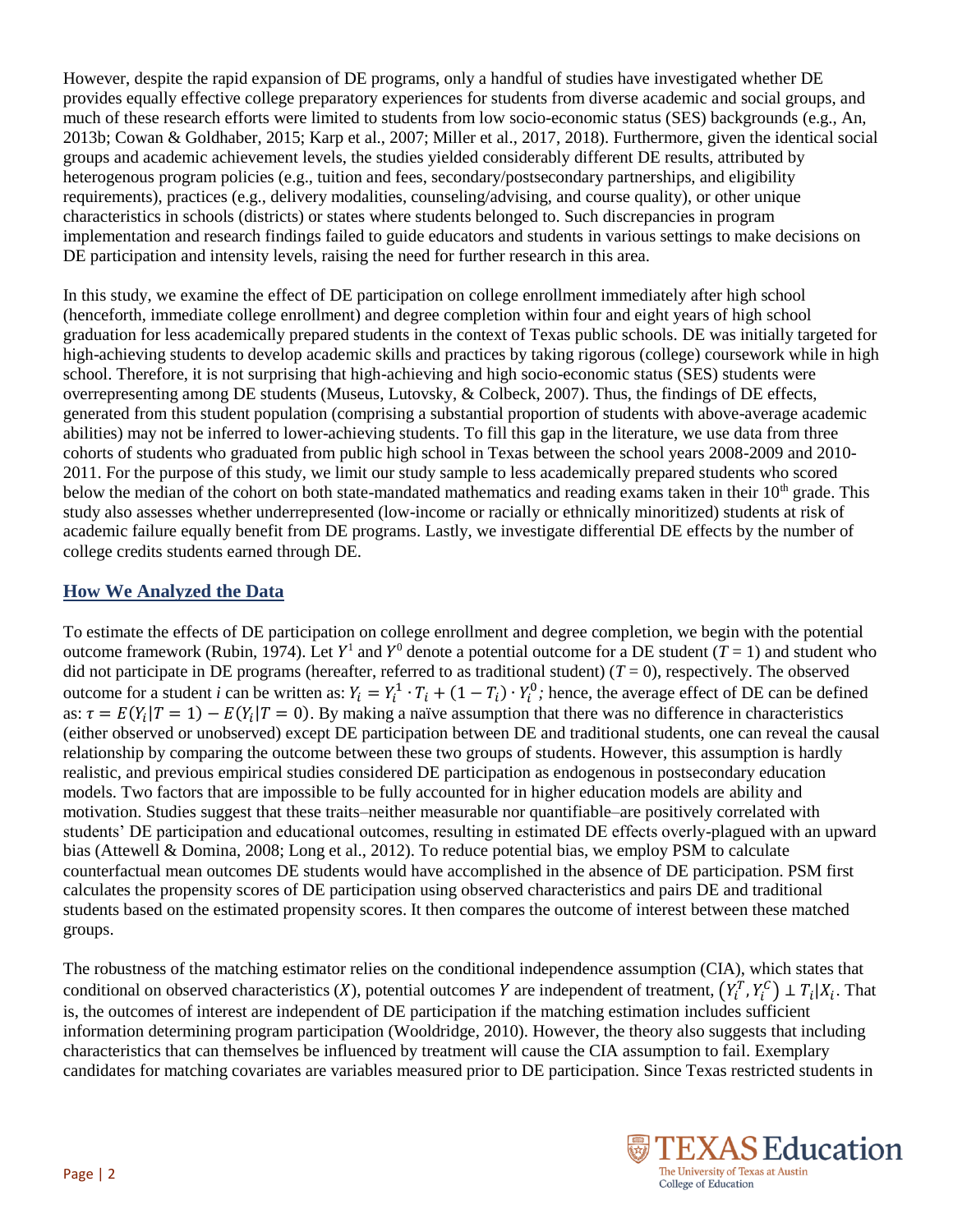However, despite the rapid expansion of DE programs, only a handful of studies have investigated whether DE provides equally effective college preparatory experiences for students from diverse academic and social groups, and much of these research efforts were limited to students from low socio-economic status (SES) backgrounds (e.g., An, 2013b; Cowan & Goldhaber, 2015; Karp et al., 2007; Miller et al., 2017, 2018). Furthermore, given the identical social groups and academic achievement levels, the studies yielded considerably different DE results, attributed by heterogenous program policies (e.g., tuition and fees, secondary/postsecondary partnerships, and eligibility requirements), practices (e.g., delivery modalities, counseling/advising, and course quality), or other unique characteristics in schools (districts) or states where students belonged to. Such discrepancies in program implementation and research findings failed to guide educators and students in various settings to make decisions on DE participation and intensity levels, raising the need for further research in this area.

In this study, we examine the effect of DE participation on college enrollment immediately after high school (henceforth, immediate college enrollment) and degree completion within four and eight years of high school graduation for less academically prepared students in the context of Texas public schools. DE was initially targeted for high-achieving students to develop academic skills and practices by taking rigorous (college) coursework while in high school. Therefore, it is not surprising that high-achieving and high socio-economic status (SES) students were overrepresenting among DE students (Museus, Lutovsky, & Colbeck, 2007). Thus, the findings of DE effects, generated from this student population (comprising a substantial proportion of students with above-average academic abilities) may not be inferred to lower-achieving students. To fill this gap in the literature, we use data from three cohorts of students who graduated from public high school in Texas between the school years 2008-2009 and 2010-2011. For the purpose of this study, we limit our study sample to less academically prepared students who scored below the median of the cohort on both state-mandated mathematics and reading exams taken in their 10th grade. This study also assesses whether underrepresented (low-income or racially or ethnically minoritized) students at risk of academic failure equally benefit from DE programs. Lastly, we investigate differential DE effects by the number of college credits students earned through DE.

## How We Analyzed the Data

To estimate the effects of DE participation on college enrollment and degree completion, we begin with the potential outcome framework (Rubin, 1974). Let $Y^1$ and $Y^0$ denote a potential outcome for a DE student ($T = 1$) and student who did not participate in DE programs (hereafter, referred to as traditional student) ($T = 0$), respectively. The observed outcome for a student *i* can be written as: $Y_i = Y_i^1 \cdot T_i + (1 - T_i) \cdot Y_i^0$*;* hence, the average effect of DE can be defined as: $\tau = E(Y_i|T = 1) - E(Y_i|T = 0)$. By making a naïve assumption that there was no difference in characteristics (either observed or unobserved) except DE participation between DE and traditional students, one can reveal the causal relationship by comparing the outcome between these two groups of students. However, this assumption is hardly realistic, and previous empirical studies considered DE participation as endogenous in postsecondary education models. Two factors that are impossible to be fully accounted for in higher education models are ability and motivation. Studies suggest that these traits–neither measurable nor quantifiable–are positively correlated with students' DE participation and educational outcomes, resulting in estimated DE effects overly-plagued with an upward bias (Attewell & Domina, 2008; Long et al., 2012). To reduce potential bias, we employ PSM to calculate counterfactual mean outcomes DE students would have accomplished in the absence of DE participation. PSM first calculates the propensity scores of DE participation using observed characteristics and pairs DE and traditional students based on the estimated propensity scores. It then compares the outcome of interest between these matched groups.

The robustness of the matching estimator relies on the conditional independence assumption (CIA), which states that conditional on observed characteristics ($X$), potential outcomes $Y$ are independent of treatment, $(Y_i^T, Y_i^C) \perp T_i | X_i$. That is, the outcomes of interest are independent of DE participation if the matching estimation includes sufficient information determining program participation (Wooldridge, 2010). However, the theory also suggests that including characteristics that can themselves be influenced by treatment will cause the CIA assumption to fail. Exemplary candidates for matching covariates are variables measured prior to DE participation. Since Texas restricted students in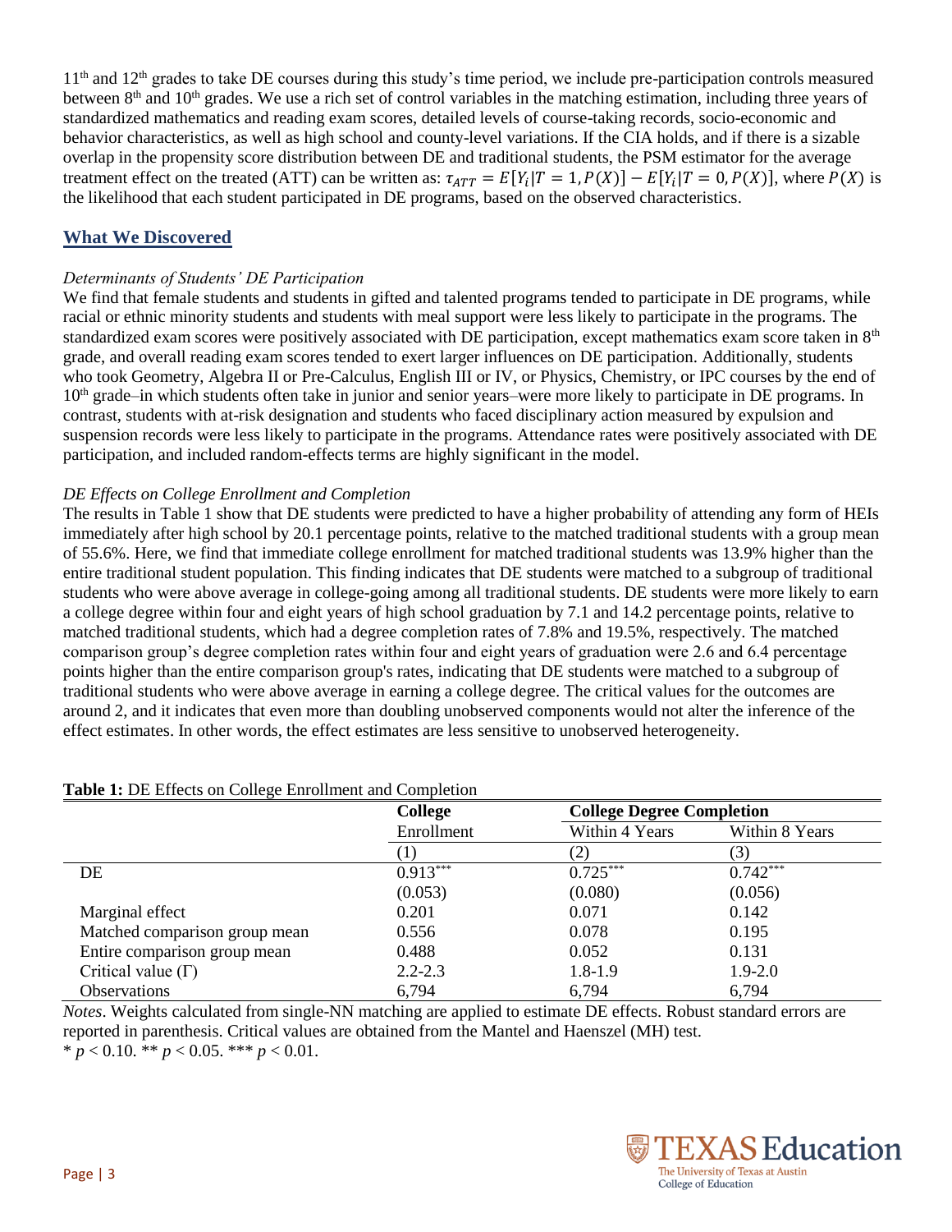11th and 12th grades to take DE courses during this study's time period, we include pre-participation controls measured between 8th and 10th grades. We use a rich set of control variables in the matching estimation, including three years of standardized mathematics and reading exam scores, detailed levels of course-taking records, socio-economic and behavior characteristics, as well as high school and county-level variations. If the CIA holds, and if there is a sizable overlap in the propensity score distribution between DE and traditional students, the PSM estimator for the average treatment effect on the treated (ATT) can be written as: $\tau_{ATT} = E[Y_i|T = 1, P(X)] - E[Y_i|T = 0, P(X)]$, where $P(X)$ is the likelihood that each student participated in DE programs, based on the observed characteristics.

## What We Discovered

*Determinants of Students' DE Participation*

We find that female students and students in gifted and talented programs tended to participate in DE programs, while racial or ethnic minority students and students with meal support were less likely to participate in the programs. The standardized exam scores were positively associated with DE participation, except mathematics exam score taken in 8th grade, and overall reading exam scores tended to exert larger influences on DE participation. Additionally, students who took Geometry, Algebra II or Pre-Calculus, English III or IV, or Physics, Chemistry, or IPC courses by the end of 10th grade–in which students often take in junior and senior years–were more likely to participate in DE programs. In contrast, students with at-risk designation and students who faced disciplinary action measured by expulsion and suspension records were less likely to participate in the programs. Attendance rates were positively associated with DE participation, and included random-effects terms are highly significant in the model.

*DE Effects on College Enrollment and Completion*

The results in Table 1 show that DE students were predicted to have a higher probability of attending any form of HEIs immediately after high school by 20.1 percentage points, relative to the matched traditional students with a group mean of 55.6%. Here, we find that immediate college enrollment for matched traditional students was 13.9% higher than the entire traditional student population. This finding indicates that DE students were matched to a subgroup of traditional students who were above average in college-going among all traditional students. DE students were more likely to earn a college degree within four and eight years of high school graduation by 7.1 and 14.2 percentage points, relative to matched traditional students, which had a degree completion rates of 7.8% and 19.5%, respectively. The matched comparison group's degree completion rates within four and eight years of graduation were 2.6 and 6.4 percentage points higher than the entire comparison group's rates, indicating that DE students were matched to a subgroup of traditional students who were above average in earning a college degree. The critical values for the outcomes are around 2, and it indicates that even more than doubling unobserved components would not alter the inference of the effect estimates. In other words, the effect estimates are less sensitive to unobserved heterogeneity.

**Table 1:** DE Effects on College Enrollment and Completion

| | **College** | **College Degree Completion** | |
|---|---|---|---|
| | Enrollment | Within 4 Years | Within 8 Years |
| | (1) | (2) | (3) |
| DE | 0.913*** | 0.725*** | 0.742*** |
| | (0.053) | (0.080) | (0.056) |
| Marginal effect | 0.201 | 0.071 | 0.142 |
| Matched comparison group mean | 0.556 | 0.078 | 0.195 |
| Entire comparison group mean | 0.488 | 0.052 | 0.131 |
| Critical value (Γ) | 2.2-2.3 | 1.8-1.9 | 1.9-2.0 |
| Observations | 6,794 | 6,794 | 6,794 |

*Notes*. Weights calculated from single-NN matching are applied to estimate DE effects. Robust standard errors are reported in parenthesis. Critical values are obtained from the Mantel and Haenszel (MH) test.
* $p < 0.10$. ** $p < 0.05$. *** $p < 0.01$.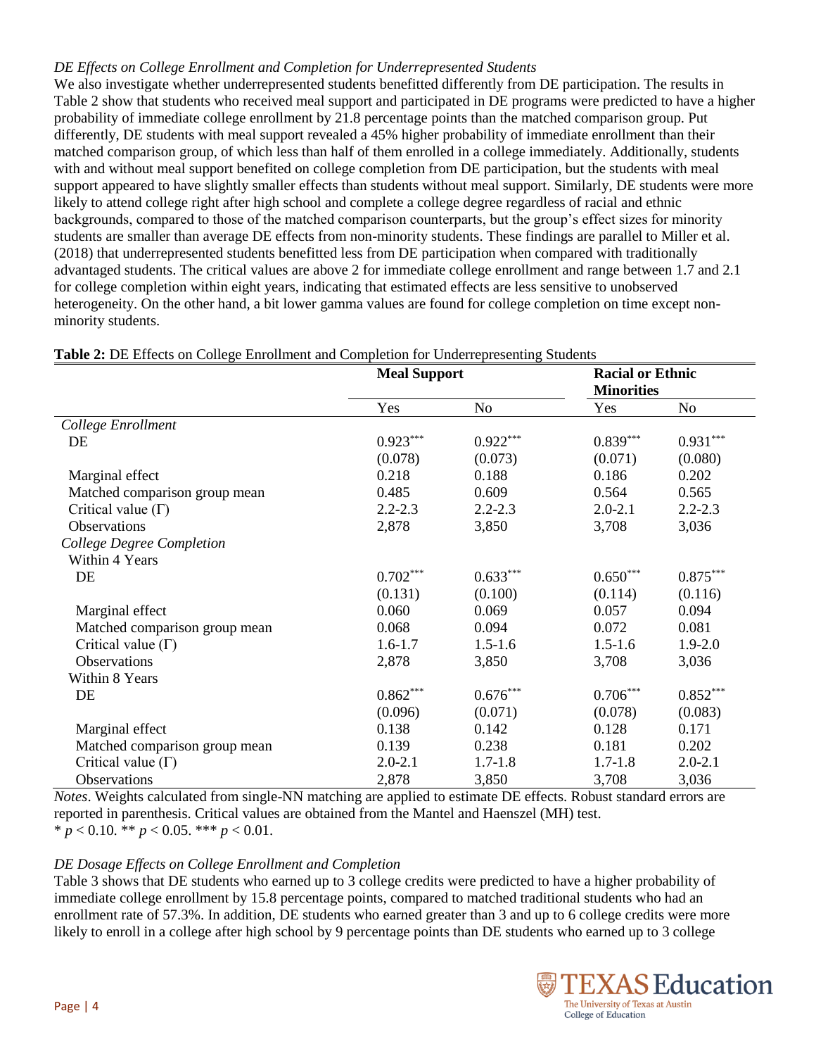*DE Effects on College Enrollment and Completion for Underrepresented Students*

We also investigate whether underrepresented students benefitted differently from DE participation. The results in Table 2 show that students who received meal support and participated in DE programs were predicted to have a higher probability of immediate college enrollment by 21.8 percentage points than the matched comparison group. Put differently, DE students with meal support revealed a 45% higher probability of immediate enrollment than their matched comparison group, of which less than half of them enrolled in a college immediately. Additionally, students with and without meal support benefited on college completion from DE participation, but the students with meal support appeared to have slightly smaller effects than students without meal support. Similarly, DE students were more likely to attend college right after high school and complete a college degree regardless of racial and ethnic backgrounds, compared to those of the matched comparison counterparts, but the group's effect sizes for minority students are smaller than average DE effects from non-minority students. These findings are parallel to Miller et al. (2018) that underrepresented students benefitted less from DE participation when compared with traditionally advantaged students. The critical values are above 2 for immediate college enrollment and range between 1.7 and 2.1 for college completion within eight years, indicating that estimated effects are less sensitive to unobserved heterogeneity. On the other hand, a bit lower gamma values are found for college completion on time except non-minority students.

**Table 2:** DE Effects on College Enrollment and Completion for Underrepresenting Students

| | **Meal Support** | | **Racial or Ethnic Minorities** | |
|---|---|---|---|---|
| | Yes | No | Yes | No |
| *College Enrollment* | | | | |
| DE | $0.923^{***}$ | $0.922^{***}$ | $0.839^{***}$ | $0.931^{***}$ |
| | (0.078) | (0.073) | (0.071) | (0.080) |
| Marginal effect | 0.218 | 0.188 | 0.186 | 0.202 |
| Matched comparison group mean | 0.485 | 0.609 | 0.564 | 0.565 |
| Critical value ($\Gamma$) | 2.2-2.3 | 2.2-2.3 | 2.0-2.1 | 2.2-2.3 |
| Observations | 2,878 | 3,850 | 3,708 | 3,036 |
| *College Degree Completion* | | | | |
| Within 4 Years | | | | |
| DE | $0.702^{***}$ | $0.633^{***}$ | $0.650^{***}$ | $0.875^{***}$ |
| | (0.131) | (0.100) | (0.114) | (0.116) |
| Marginal effect | 0.060 | 0.069 | 0.057 | 0.094 |
| Matched comparison group mean | 0.068 | 0.094 | 0.072 | 0.081 |
| Critical value ($\Gamma$) | 1.6-1.7 | 1.5-1.6 | 1.5-1.6 | 1.9-2.0 |
| Observations | 2,878 | 3,850 | 3,708 | 3,036 |
| Within 8 Years | | | | |
| DE | $0.862^{***}$ | $0.676^{***}$ | $0.706^{***}$ | $0.852^{***}$ |
| | (0.096) | (0.071) | (0.078) | (0.083) |
| Marginal effect | 0.138 | 0.142 | 0.128 | 0.171 |
| Matched comparison group mean | 0.139 | 0.238 | 0.181 | 0.202 |
| Critical value ($\Gamma$) | 2.0-2.1 | 1.7-1.8 | 1.7-1.8 | 2.0-2.1 |
| Observations | 2,878 | 3,850 | 3,708 | 3,036 |

*Notes*. Weights calculated from single-NN matching are applied to estimate DE effects. Robust standard errors are reported in parenthesis. Critical values are obtained from the Mantel and Haenszel (MH) test.
* $p < 0.10$. ** $p < 0.05$. *** $p < 0.01$.

*DE Dosage Effects on College Enrollment and Completion*

Table 3 shows that DE students who earned up to 3 college credits were predicted to have a higher probability of immediate college enrollment by 15.8 percentage points, compared to matched traditional students who had an enrollment rate of 57.3%. In addition, DE students who earned greater than 3 and up to 6 college credits were more likely to enroll in a college after high school by 9 percentage points than DE students who earned up to 3 college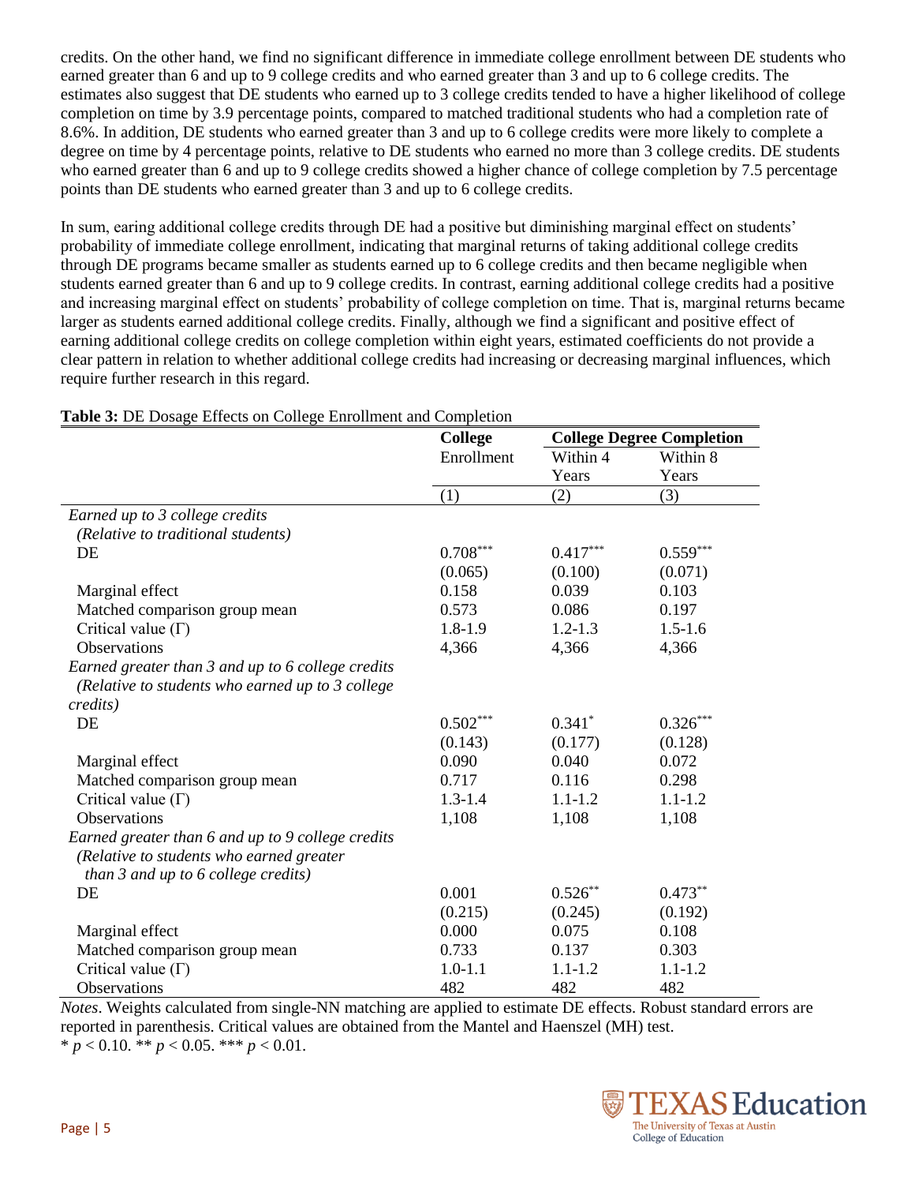credits. On the other hand, we find no significant difference in immediate college enrollment between DE students who earned greater than 6 and up to 9 college credits and who earned greater than 3 and up to 6 college credits. The estimates also suggest that DE students who earned up to 3 college credits tended to have a higher likelihood of college completion on time by 3.9 percentage points, compared to matched traditional students who had a completion rate of 8.6%. In addition, DE students who earned greater than 3 and up to 6 college credits were more likely to complete a degree on time by 4 percentage points, relative to DE students who earned no more than 3 college credits. DE students who earned greater than 6 and up to 9 college credits showed a higher chance of college completion by 7.5 percentage points than DE students who earned greater than 3 and up to 6 college credits.

In sum, earing additional college credits through DE had a positive but diminishing marginal effect on students' probability of immediate college enrollment, indicating that marginal returns of taking additional college credits through DE programs became smaller as students earned up to 6 college credits and then became negligible when students earned greater than 6 and up to 9 college credits. In contrast, earning additional college credits had a positive and increasing marginal effect on students' probability of college completion on time. That is, marginal returns became larger as students earned additional college credits. Finally, although we find a significant and positive effect of earning additional college credits on college completion within eight years, estimated coefficients do not provide a clear pattern in relation to whether additional college credits had increasing or decreasing marginal influences, which require further research in this regard.

**Table 3:** DE Dosage Effects on College Enrollment and Completion

| | **College** | **College Degree Completion** | |
|---|---|---|---|
| | Enrollment | Within 4 Years | Within 8 Years |
| | (1) | (2) | (3) |
| *Earned up to 3 college credits* | | | |
| *(Relative to traditional students)* | | | |
| DE | $0.708^{***}$ | $0.417^{***}$ | $0.559^{***}$ |
| | (0.065) | (0.100) | (0.071) |
| Marginal effect | 0.158 | 0.039 | 0.103 |
| Matched comparison group mean | 0.573 | 0.086 | 0.197 |
| Critical value (Γ) | 1.8-1.9 | 1.2-1.3 | 1.5-1.6 |
| Observations | 4,366 | 4,366 | 4,366 |
| *Earned greater than 3 and up to 6 college credits* | | | |
| *(Relative to students who earned up to 3 college credits)* | | | |
| DE | $0.502^{***}$ | $0.341^{*}$ | $0.326^{***}$ |
| | (0.143) | (0.177) | (0.128) |
| Marginal effect | 0.090 | 0.040 | 0.072 |
| Matched comparison group mean | 0.717 | 0.116 | 0.298 |
| Critical value (Γ) | 1.3-1.4 | 1.1-1.2 | 1.1-1.2 |
| Observations | 1,108 | 1,108 | 1,108 |
| *Earned greater than 6 and up to 9 college credits* | | | |
| *(Relative to students who earned greater than 3 and up to 6 college credits)* | | | |
| DE | 0.001 | $0.526^{**}$ | $0.473^{**}$ |
| | (0.215) | (0.245) | (0.192) |
| Marginal effect | 0.000 | 0.075 | 0.108 |
| Matched comparison group mean | 0.733 | 0.137 | 0.303 |
| Critical value (Γ) | 1.0-1.1 | 1.1-1.2 | 1.1-1.2 |
| Observations | 482 | 482 | 482 |

*Notes*. Weights calculated from single-NN matching are applied to estimate DE effects. Robust standard errors are reported in parenthesis. Critical values are obtained from the Mantel and Haenszel (MH) test.
* $p < 0.10$. ** $p < 0.05$. *** $p < 0.01$.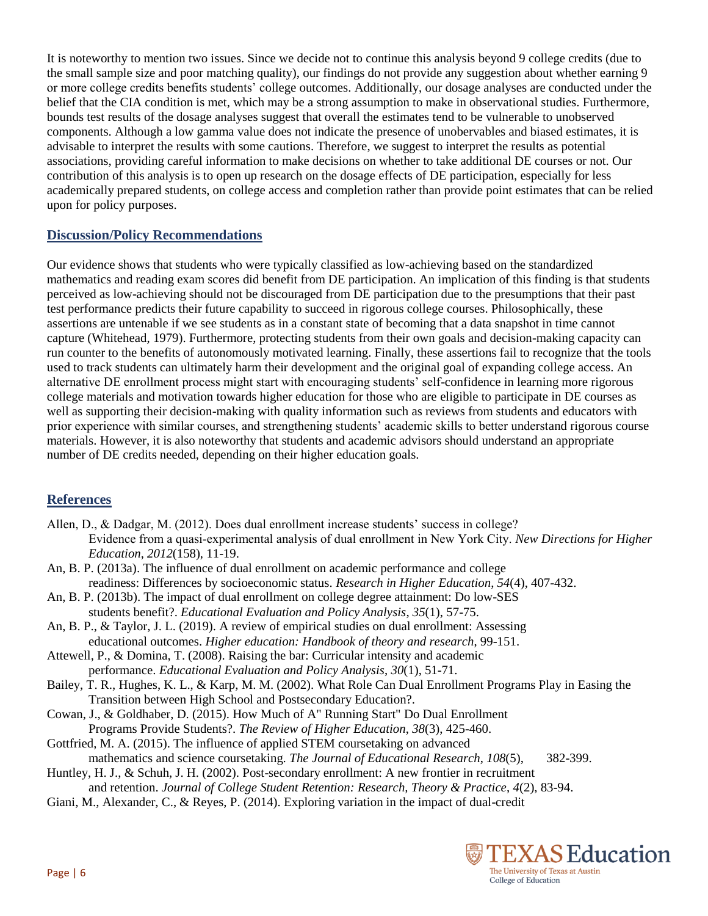It is noteworthy to mention two issues. Since we decide not to continue this analysis beyond 9 college credits (due to the small sample size and poor matching quality), our findings do not provide any suggestion about whether earning 9 or more college credits benefits students' college outcomes. Additionally, our dosage analyses are conducted under the belief that the CIA condition is met, which may be a strong assumption to make in observational studies. Furthermore, bounds test results of the dosage analyses suggest that overall the estimates tend to be vulnerable to unobserved components. Although a low gamma value does not indicate the presence of unobervables and biased estimates, it is advisable to interpret the results with some cautions. Therefore, we suggest to interpret the results as potential associations, providing careful information to make decisions on whether to take additional DE courses or not. Our contribution of this analysis is to open up research on the dosage effects of DE participation, especially for less academically prepared students, on college access and completion rather than provide point estimates that can be relied upon for policy purposes.

## Discussion/Policy Recommendations

Our evidence shows that students who were typically classified as low-achieving based on the standardized mathematics and reading exam scores did benefit from DE participation. An implication of this finding is that students perceived as low-achieving should not be discouraged from DE participation due to the presumptions that their past test performance predicts their future capability to succeed in rigorous college courses. Philosophically, these assertions are untenable if we see students as in a constant state of becoming that a data snapshot in time cannot capture (Whitehead, 1979). Furthermore, protecting students from their own goals and decision-making capacity can run counter to the benefits of autonomously motivated learning. Finally, these assertions fail to recognize that the tools used to track students can ultimately harm their development and the original goal of expanding college access. An alternative DE enrollment process might start with encouraging students' self-confidence in learning more rigorous college materials and motivation towards higher education for those who are eligible to participate in DE courses as well as supporting their decision-making with quality information such as reviews from students and educators with prior experience with similar courses, and strengthening students' academic skills to better understand rigorous course materials. However, it is also noteworthy that students and academic advisors should understand an appropriate number of DE credits needed, depending on their higher education goals.

## References

Allen, D., & Dadgar, M. (2012). Does dual enrollment increase students' success in college? Evidence from a quasi-experimental analysis of dual enrollment in New York City. *New Directions for Higher Education*, *2012*(158), 11-19.

An, B. P. (2013a). The influence of dual enrollment on academic performance and college readiness: Differences by socioeconomic status. *Research in Higher Education*, *54*(4), 407-432.

An, B. P. (2013b). The impact of dual enrollment on college degree attainment: Do low-SES students benefit?. *Educational Evaluation and Policy Analysis*, *35*(1), 57-75.

An, B. P., & Taylor, J. L. (2019). A review of empirical studies on dual enrollment: Assessing educational outcomes. *Higher education: Handbook of theory and research*, 99-151.

Attewell, P., & Domina, T. (2008). Raising the bar: Curricular intensity and academic performance. *Educational Evaluation and Policy Analysis*, *30*(1), 51-71.

Bailey, T. R., Hughes, K. L., & Karp, M. M. (2002). What Role Can Dual Enrollment Programs Play in Easing the Transition between High School and Postsecondary Education?.

Cowan, J., & Goldhaber, D. (2015). How Much of A" Running Start" Do Dual Enrollment Programs Provide Students?. *The Review of Higher Education*, *38*(3), 425-460.

Gottfried, M. A. (2015). The influence of applied STEM coursetaking on advanced mathematics and science coursetaking. *The Journal of Educational Research*, *108*(5), 382-399.

Huntley, H. J., & Schuh, J. H. (2002). Post-secondary enrollment: A new frontier in recruitment and retention. *Journal of College Student Retention: Research, Theory & Practice*, *4*(2), 83-94.

Giani, M., Alexander, C., & Reyes, P. (2014). Exploring variation in the impact of dual-credit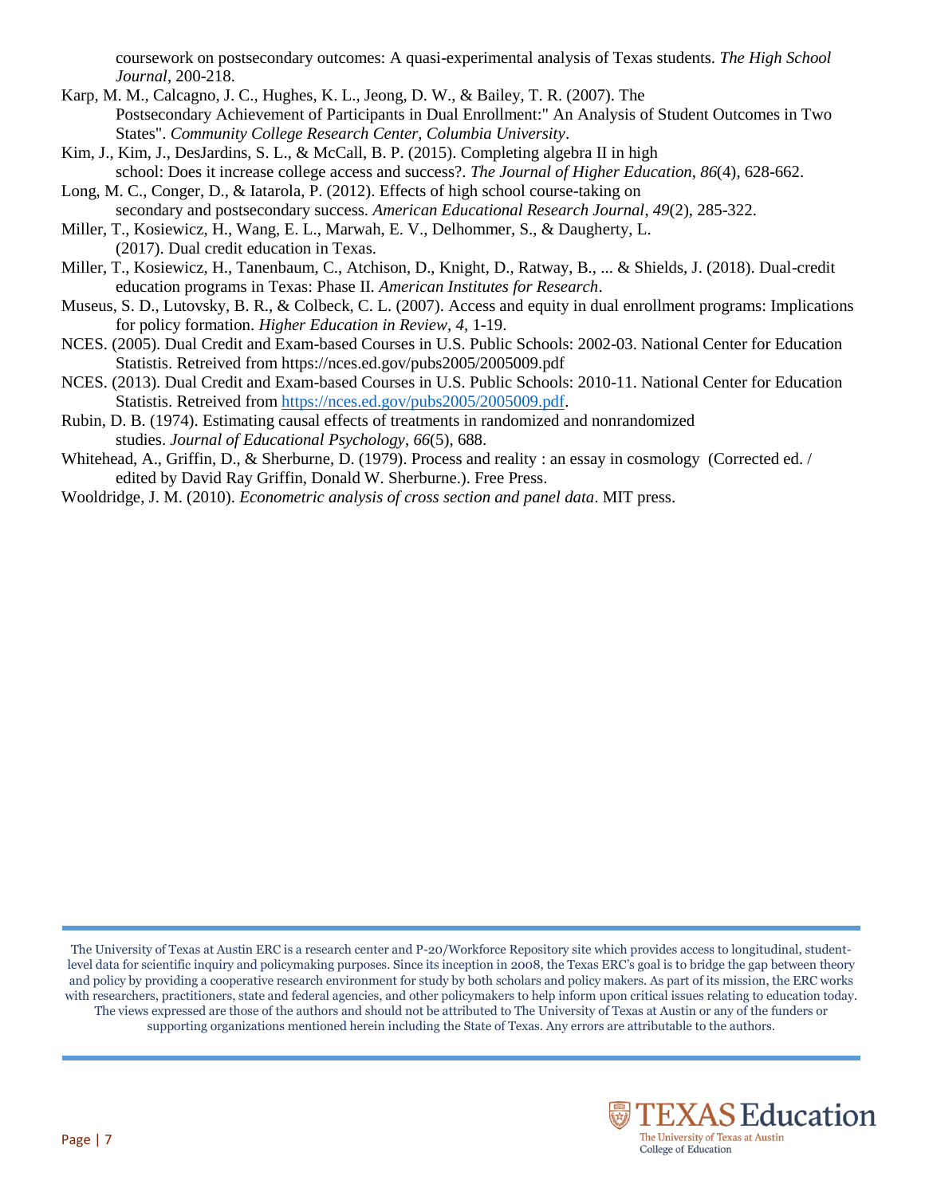coursework on postsecondary outcomes: A quasi-experimental analysis of Texas students. *The High School Journal*, 200-218.

Karp, M. M., Calcagno, J. C., Hughes, K. L., Jeong, D. W., & Bailey, T. R. (2007). The Postsecondary Achievement of Participants in Dual Enrollment:" An Analysis of Student Outcomes in Two States". *Community College Research Center, Columbia University*.

Kim, J., Kim, J., DesJardins, S. L., & McCall, B. P. (2015). Completing algebra II in high school: Does it increase college access and success?. *The Journal of Higher Education*, *86*(4), 628-662.

Long, M. C., Conger, D., & Iatarola, P. (2012). Effects of high school course-taking on secondary and postsecondary success. *American Educational Research Journal*, *49*(2), 285-322.

Miller, T., Kosiewicz, H., Wang, E. L., Marwah, E. V., Delhommer, S., & Daugherty, L. (2017). Dual credit education in Texas.

Miller, T., Kosiewicz, H., Tanenbaum, C., Atchison, D., Knight, D., Ratway, B., ... & Shields, J. (2018). Dual-credit education programs in Texas: Phase II. *American Institutes for Research*.

Museus, S. D., Lutovsky, B. R., & Colbeck, C. L. (2007). Access and equity in dual enrollment programs: Implications for policy formation. *Higher Education in Review*, *4*, 1-19.

NCES. (2005). Dual Credit and Exam-based Courses in U.S. Public Schools: 2002-03. National Center for Education Statistis. Retreived from https://nces.ed.gov/pubs2005/2005009.pdf

NCES. (2013). Dual Credit and Exam-based Courses in U.S. Public Schools: 2010-11. National Center for Education Statistis. Retreived from https://nces.ed.gov/pubs2005/2005009.pdf.

Rubin, D. B. (1974). Estimating causal effects of treatments in randomized and nonrandomized studies. *Journal of Educational Psychology*, *66*(5), 688.

Whitehead, A., Griffin, D., & Sherburne, D. (1979). Process and reality : an essay in cosmology (Corrected ed. / edited by David Ray Griffin, Donald W. Sherburne.). Free Press.

Wooldridge, J. M. (2010). *Econometric analysis of cross section and panel data*. MIT press.

---

The University of Texas at Austin ERC is a research center and P-20/Workforce Repository site which provides access to longitudinal, student-level data for scientific inquiry and policymaking purposes. Since its inception in 2008, the Texas ERC's goal is to bridge the gap between theory and policy by providing a cooperative research environment for study by both scholars and policy makers. As part of its mission, the ERC works with researchers, practitioners, state and federal agencies, and other policymakers to help inform upon critical issues relating to education today. The views expressed are those of the authors and should not be attributed to The University of Texas at Austin or any of the funders or supporting organizations mentioned herein including the State of Texas. Any errors are attributable to the authors.